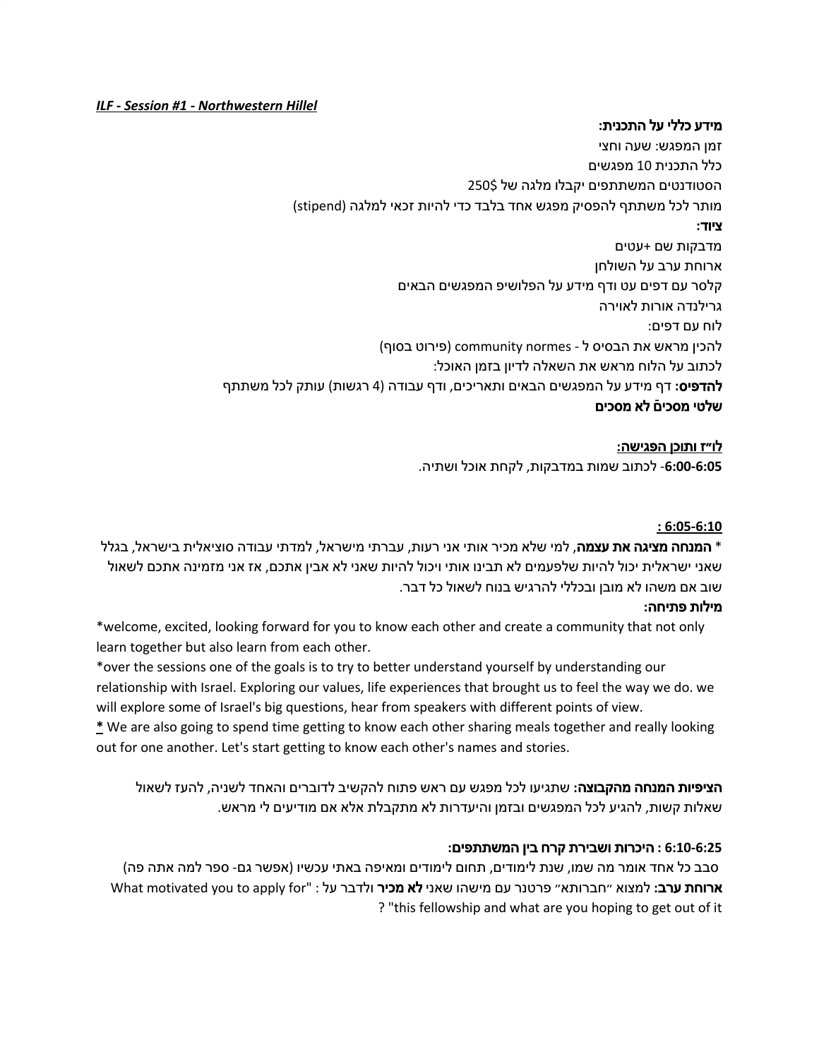***ILF - Session #1 - Northwestern Hillel***

**מידע כללי על התכנית:**

זמן המפגש: שעה וחצי

כלל התכנית 10 מפגשים

הסטודנטים המשתתפים יקבלו מלגה של 250$

מותר לכל משתתף להפסיק מפגש אחד בלבד כדי להיות זכאי למלגה (stipend)

**ציוד:**

מדבקות שם +עטים

ארוחת ערב על השולחן

קלסר עם דפים עט ודף מידע על הפלושיפ המפגשים הבאים

גרילנדה אורות לאוירה

לוח עם דפים:

להכין מראש את הבסיס ל - community normes (פירוט בסוף)

לכתוב על הלוח מראש את השאלה לדיון בזמן האוכל:

**להדפיס:** דף מידע על המפגשים הבאים ותאריכים, ודף עבודה (4 רגשות) עותק לכל משתתף

**שלטי מסכיםֿ לא מסכים**

**<u>לו״ז ותוכן הפגישה:</u>**

**6:00-6:05**- לכתוב שמות במדבקות, לקחת אוכל ושתיה.

**<u>6:05-6:10 :</u>**

* **המנחה מציגה את עצמה**, למי שלא מכיר אותי אני רעות, עברתי מישראל, למדתי עבודה סוציאלית בישראל, בגלל שאני ישראלית יכול להיות שלפעמים לא תבינו אותי ויכול להיות שאני לא אבין אתכם, אז אני מזמינה אתכם לשאול שוב אם משהו לא מובן ובכללי להרגיש בנוח לשאול כל דבר.

**מילות פתיחה:**

*welcome, excited, looking forward for you to know each other and create a community that not only learn together but also learn from each other.

*over the sessions one of the goals is to try to better understand yourself by understanding our relationship with Israel. Exploring our values, life experiences that brought us to feel the way we do. we will explore some of Israel's big questions, hear from speakers with different points of view.

<u>*</u> We are also going to spend time getting to know each other sharing meals together and really looking out for one another. Let's start getting to know each other's names and stories.

**הציפיות המנחה מהקבוצה:** שתגיעו לכל מפגש עם ראש פתוח להקשיב לדוברים והאחד לשניה, להעז לשאול שאלות קשות, להגיע לכל המפגשים ובזמן והיעדרות לא מתקבלת אלא אם מודיעים לי מראש.

**6:10-6:25 : היכרות ושבירת קרח בין המשתתפים:**

סבב כל אחד אומר מה שמו, שנת לימודים, תחום לימודים ומאיפה באתי עכשיו (אפשר גם- ספר למה אתה פה)

**ארוחת ערב:** למצוא ״חברותא״ פרטנר עם מישהו שאני **לא מכיר** ולדבר על : "What motivated you to apply for this fellowship and what are you hoping to get out of it? "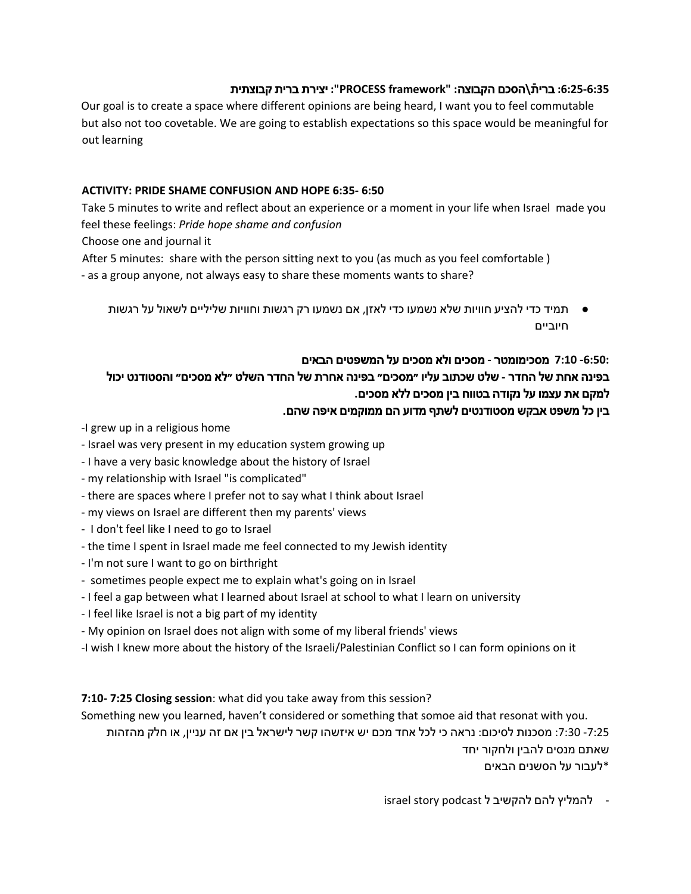**6:25-6:35: ברית\הסכם הקבוצה: "PROCESS framework": יצירת ברית קבוצתית**

Our goal is to create a space where different opinions are being heard, I want you to feel commutable but also not too covetable. We are going to establish expectations so this space would be meaningful for out learning

**ACTIVITY: PRIDE SHAME CONFUSION AND HOPE 6:35- 6:50**

Take 5 minutes to write and reflect about an experience or a moment in your life when Israel made you feel these feelings: *Pride hope shame and confusion*

Choose one and journal it

After 5 minutes: share with the person sitting next to you (as much as you feel comfortable )

- as a group anyone, not always easy to share these moments wants to share?

- תמיד כדי להציע חוויות שלא נשמעו כדי לאזן, אם נשמעו רק רגשות וחוויות שליליים לשאול על רגשות חיוביים

**6:50- 7:10: מסכימומטר - מסכים ולא מסכים על המשפטים הבאים**

**בפינה אחת של החדר - שלט שכתוב עליו ״מסכים״ בפינה אחרת של החדר השלט ״לא מסכים״ והסטודנט יכול למקם את עצמו על נקודה בטווח בין מסכים ללא מסכים.**

**בין כל משפט אבקש מסטודנטים לשתף מדוע הם ממוקמים איפה שהם.**

-I grew up in a religious home
- Israel was very present in my education system growing up
- I have a very basic knowledge about the history of Israel
- my relationship with Israel "is complicated"
- there are spaces where I prefer not to say what I think about Israel
- my views on Israel are different then my parents' views
- I don't feel like I need to go to Israel
- the time I spent in Israel made me feel connected to my Jewish identity
- I'm not sure I want to go on birthright
- sometimes people expect me to explain what's going on in Israel
- I feel a gap between what I learned about Israel at school to what I learn on university
- I feel like Israel is not a big part of my identity
- My opinion on Israel does not align with some of my liberal friends' views
-I wish I knew more about the history of the Israeli/Palestinian Conflict so I can form opinions on it

**7:10- 7:25 Closing session**: what did you take away from this session?

Something new you learned, haven't considered or something that somoe aid that resonat with you.

7:25- 7:30: מסכנות לסיכום: נראה כי לכל אחד מכם יש איזשהו קשר לישראל בין אם זה עניין, או חלק מהזהות שאתם מנסים להבין ולחקור יחד

*לעבור על הסשנים הבאים

- להמליץ להם להקשיב ל israel story podcast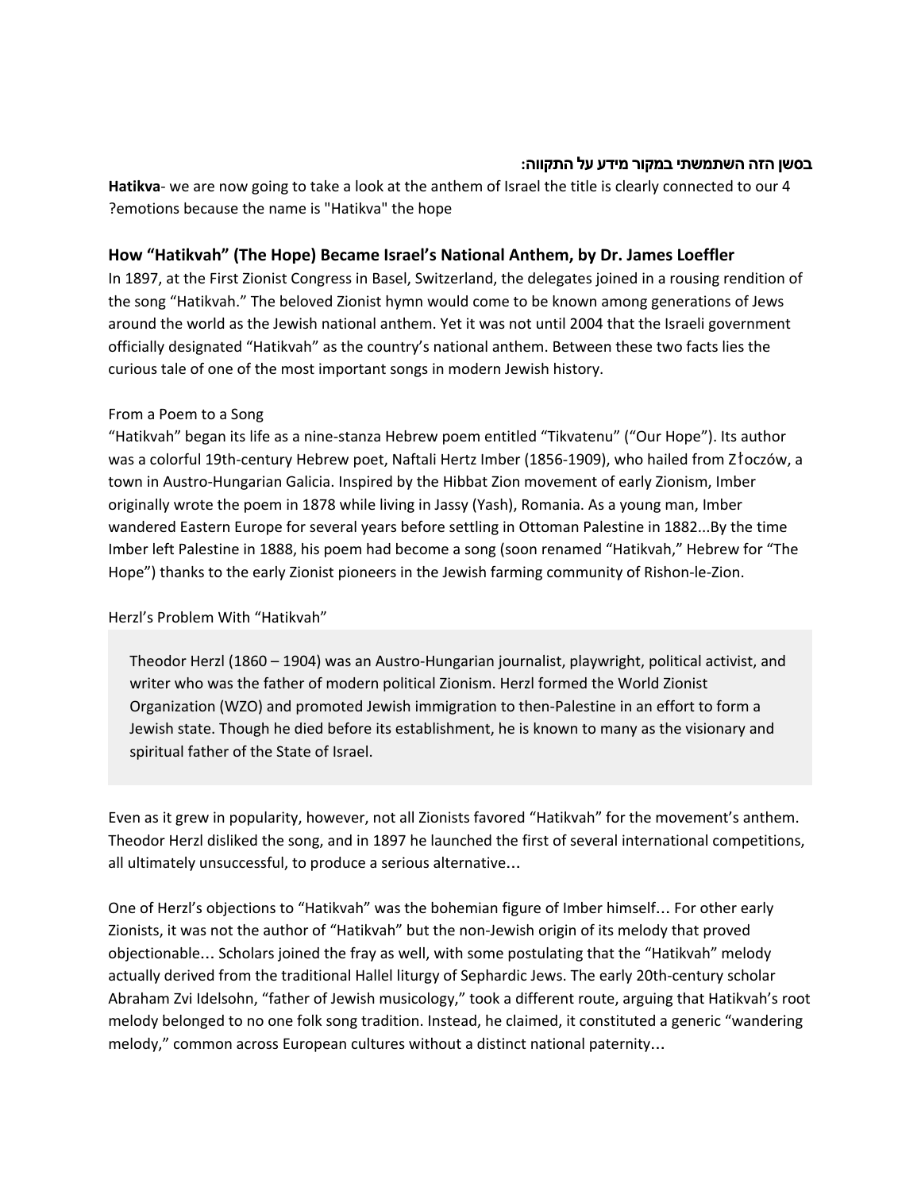בסשן הזה השתמשתי במקור מידע על התקווה:

**Hatikva**- we are now going to take a look at the anthem of Israel the title is clearly connected to our 4 ?emotions because the name is "Hatikva" the hope

### How “Hatikvah” (The Hope) Became Israel’s National Anthem, by Dr. James Loeffler

In 1897, at the First Zionist Congress in Basel, Switzerland, the delegates joined in a rousing rendition of the song “Hatikvah.” The beloved Zionist hymn would come to be known among generations of Jews around the world as the Jewish national anthem. Yet it was not until 2004 that the Israeli government officially designated “Hatikvah” as the country’s national anthem. Between these two facts lies the curious tale of one of the most important songs in modern Jewish history.

From a Poem to a Song

“Hatikvah” began its life as a nine-stanza Hebrew poem entitled “Tikvatenu” (“Our Hope”). Its author was a colorful 19th-century Hebrew poet, Naftali Hertz Imber (1856-1909), who hailed from Złoczów, a town in Austro-Hungarian Galicia. Inspired by the Hibbat Zion movement of early Zionism, Imber originally wrote the poem in 1878 while living in Jassy (Yash), Romania. As a young man, Imber wandered Eastern Europe for several years before settling in Ottoman Palestine in 1882...By the time Imber left Palestine in 1888, his poem had become a song (soon renamed “Hatikvah,” Hebrew for “The Hope”) thanks to the early Zionist pioneers in the Jewish farming community of Rishon-le-Zion.

Herzl’s Problem With “Hatikvah”

> Theodor Herzl (1860 – 1904) was an Austro-Hungarian journalist, playwright, political activist, and writer who was the father of modern political Zionism. Herzl formed the World Zionist Organization (WZO) and promoted Jewish immigration to then-Palestine in an effort to form a Jewish state. Though he died before its establishment, he is known to many as the visionary and spiritual father of the State of Israel.

Even as it grew in popularity, however, not all Zionists favored “Hatikvah” for the movement’s anthem. Theodor Herzl disliked the song, and in 1897 he launched the first of several international competitions, all ultimately unsuccessful, to produce a serious alternative…

One of Herzl’s objections to “Hatikvah” was the bohemian figure of Imber himself… For other early Zionists, it was not the author of “Hatikvah” but the non-Jewish origin of its melody that proved objectionable… Scholars joined the fray as well, with some postulating that the “Hatikvah” melody actually derived from the traditional Hallel liturgy of Sephardic Jews. The early 20th-century scholar Abraham Zvi Idelsohn, “father of Jewish musicology,” took a different route, arguing that Hatikvah’s root melody belonged to no one folk song tradition. Instead, he claimed, it constituted a generic “wandering melody,” common across European cultures without a distinct national paternity…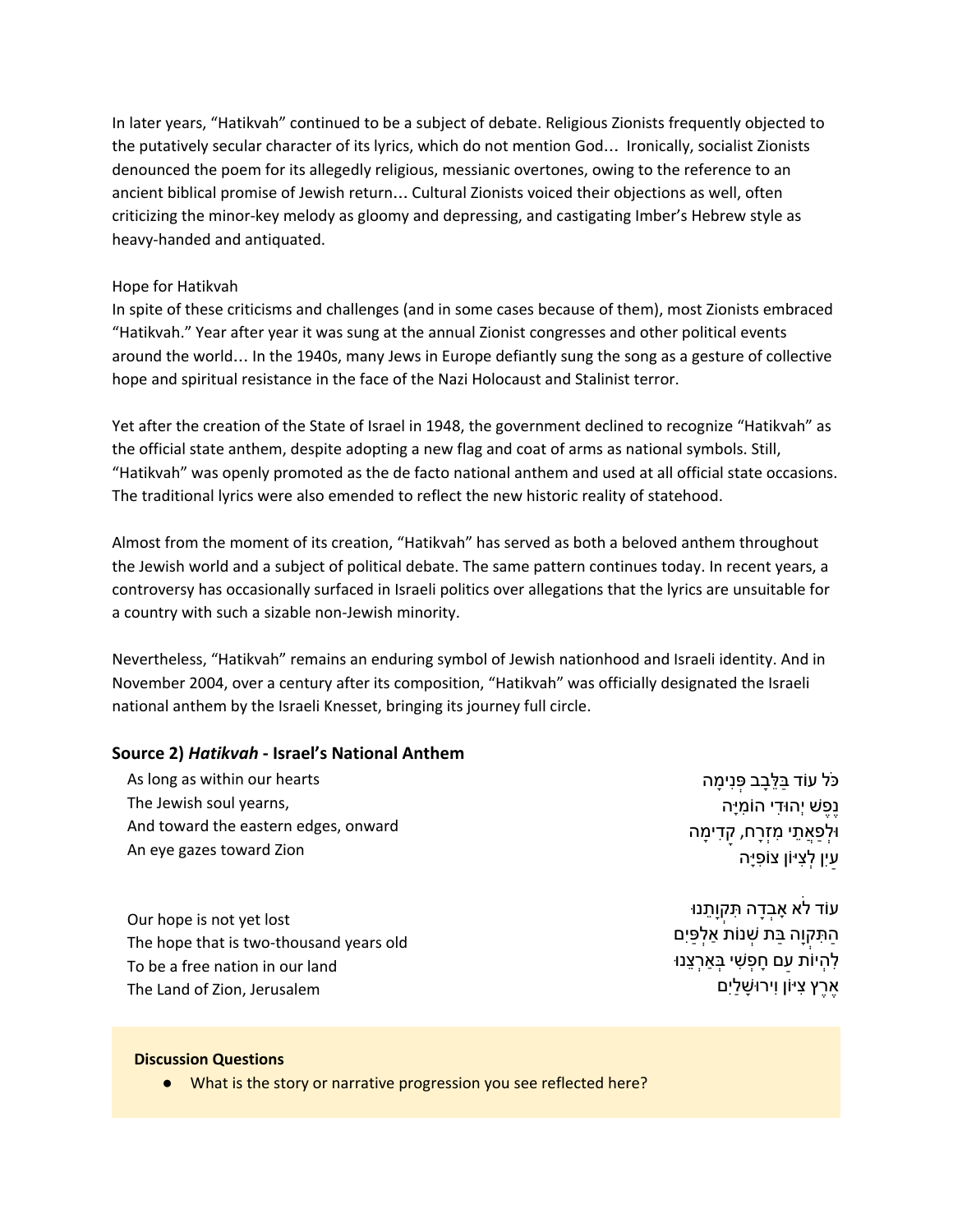In later years, "Hatikvah" continued to be a subject of debate. Religious Zionists frequently objected to the putatively secular character of its lyrics, which do not mention God… Ironically, socialist Zionists denounced the poem for its allegedly religious, messianic overtones, owing to the reference to an ancient biblical promise of Jewish return… Cultural Zionists voiced their objections as well, often criticizing the minor-key melody as gloomy and depressing, and castigating Imber's Hebrew style as heavy-handed and antiquated.

Hope for Hatikvah

In spite of these criticisms and challenges (and in some cases because of them), most Zionists embraced "Hatikvah." Year after year it was sung at the annual Zionist congresses and other political events around the world… In the 1940s, many Jews in Europe defiantly sung the song as a gesture of collective hope and spiritual resistance in the face of the Nazi Holocaust and Stalinist terror.

Yet after the creation of the State of Israel in 1948, the government declined to recognize "Hatikvah" as the official state anthem, despite adopting a new flag and coat of arms as national symbols. Still, "Hatikvah" was openly promoted as the de facto national anthem and used at all official state occasions. The traditional lyrics were also emended to reflect the new historic reality of statehood.

Almost from the moment of its creation, "Hatikvah" has served as both a beloved anthem throughout the Jewish world and a subject of political debate. The same pattern continues today. In recent years, a controversy has occasionally surfaced in Israeli politics over allegations that the lyrics are unsuitable for a country with such a sizable non-Jewish minority.

Nevertheless, "Hatikvah" remains an enduring symbol of Jewish nationhood and Israeli identity. And in November 2004, over a century after its composition, "Hatikvah" was officially designated the Israeli national anthem by the Israeli Knesset, bringing its journey full circle.

### Source 2) *Hatikvah* - Israel's National Anthem

| | |
|---|---|
| As long as within our hearts<br>The Jewish soul yearns,<br>And toward the eastern edges, onward<br>An eye gazes toward Zion | כֹּל עוֹד בַּלֵּבָב פְּנִימָה<br>נֶפֶשׁ יְהוּדִי הוֹמִיָּה<br>וּלְפַאֲתֵי מִזְרָח, קָדִימָה<br>עַיִן לְצִיּוֹן צוֹפִיָּה |
| Our hope is not yet lost<br>The hope that is two-thousand years old<br>To be a free nation in our land<br>The Land of Zion, Jerusalem | עוֹד לֹא אָבְדָה תִּקְוָתֵנוּ<br>הַתִּקְוָה בַּת שְׁנוֹת אַלְפַּיִם<br>לִהְיוֹת עַם חָפְשִׁי בְּאַרְצֵנוּ<br>אֶרֶץ צִיּוֹן וִירוּשָׁלַיִם |

**Discussion Questions**

- What is the story or narrative progression you see reflected here?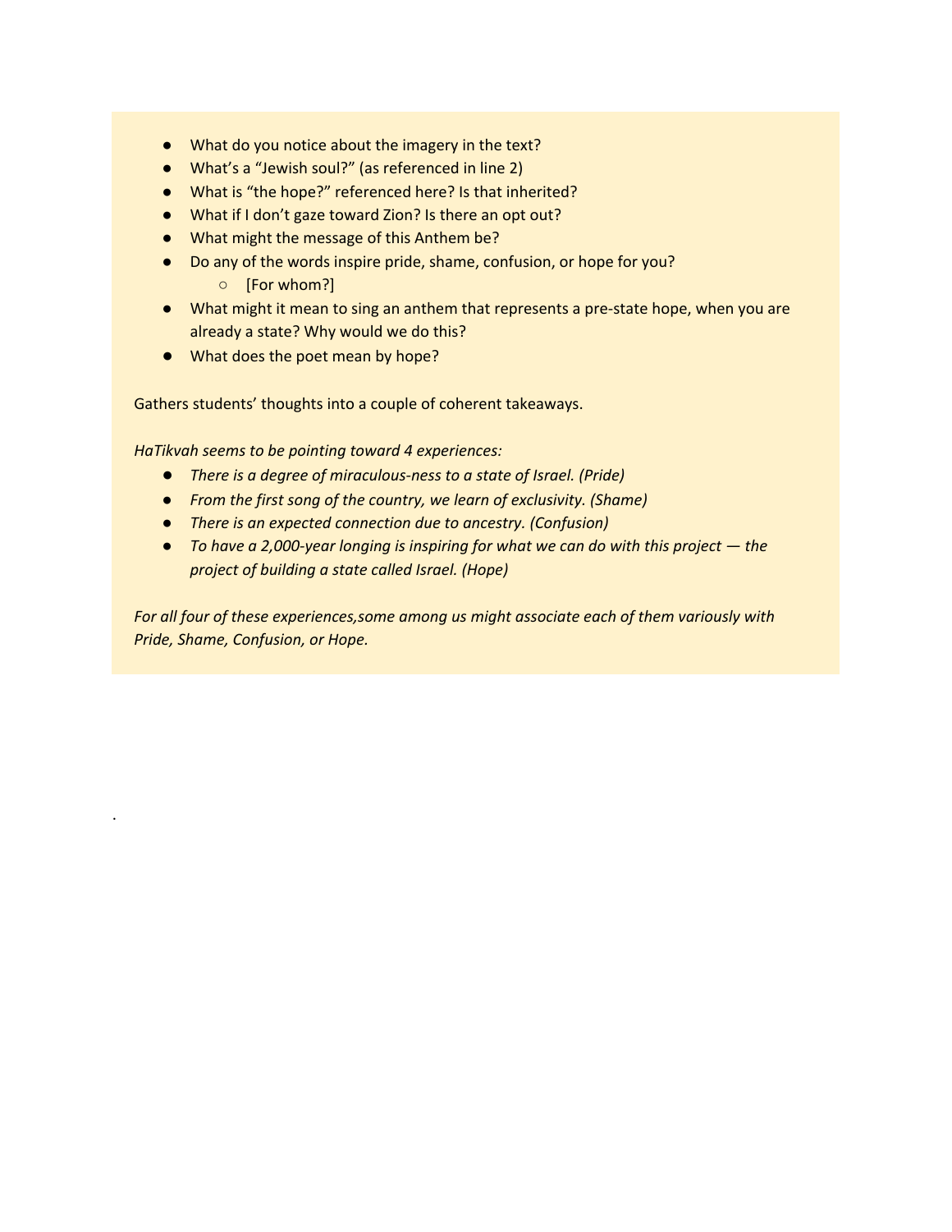- What do you notice about the imagery in the text?
- What's a "Jewish soul?" (as referenced in line 2)
- What is "the hope?" referenced here? Is that inherited?
- What if I don't gaze toward Zion? Is there an opt out?
- What might the message of this Anthem be?
- Do any of the words inspire pride, shame, confusion, or hope for you?
    - [For whom?]
- What might it mean to sing an anthem that represents a pre-state hope, when you are already a state? Why would we do this?
- What does the poet mean by hope?

Gathers students' thoughts into a couple of coherent takeaways.

*HaTikvah seems to be pointing toward 4 experiences:*

- *There is a degree of miraculous-ness to a state of Israel. (Pride)*
- *From the first song of the country, we learn of exclusivity. (Shame)*
- *There is an expected connection due to ancestry. (Confusion)*
- *To have a 2,000-year longing is inspiring for what we can do with this project — the project of building a state called Israel. (Hope)*

*For all four of these experiences,some among us might associate each of them variously with Pride, Shame, Confusion, or Hope.*

.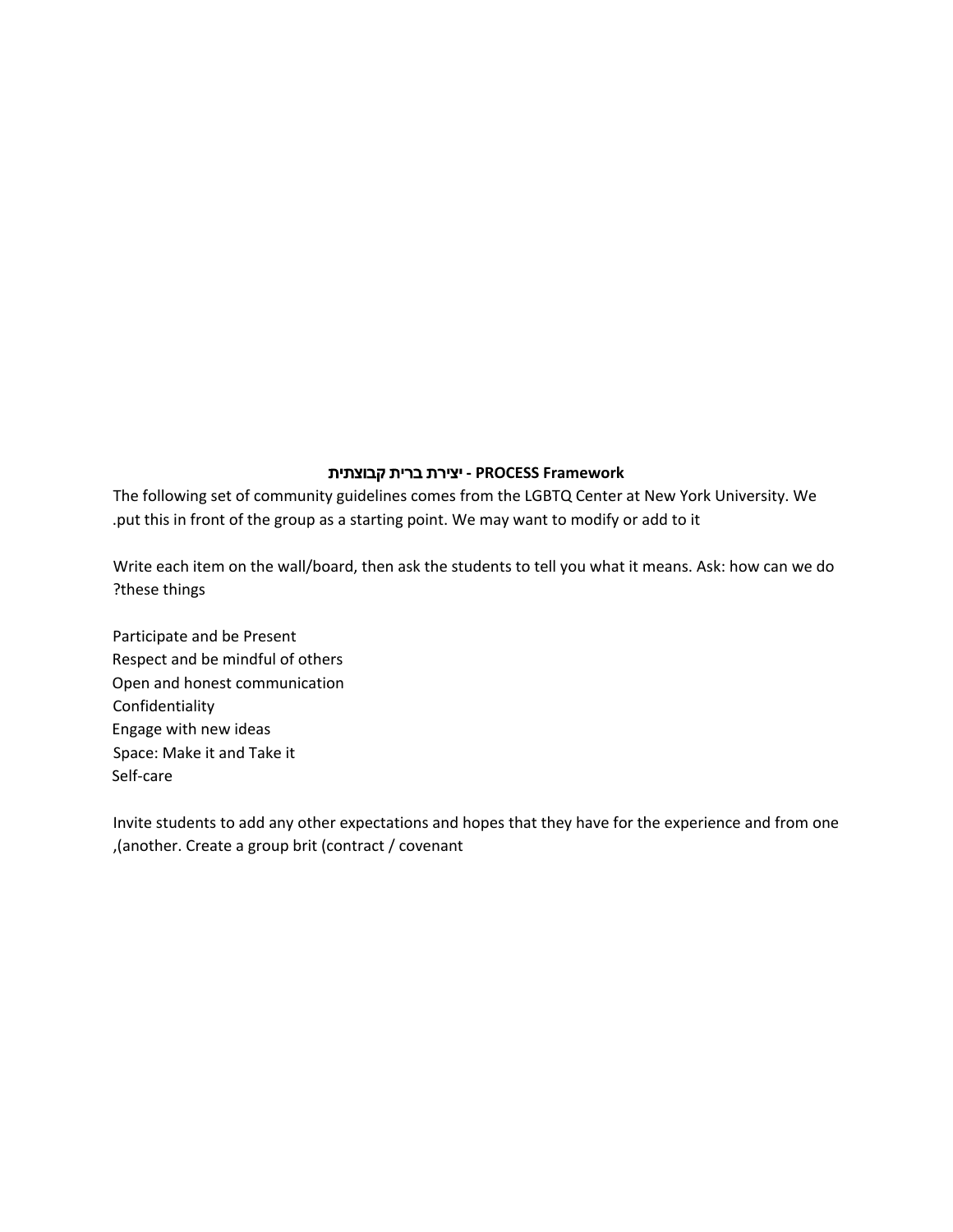## **יצירת ברית קבוצתית - PROCESS Framework**

The following set of community guidelines comes from the LGBTQ Center at New York University. We put this in front of the group as a starting point. We may want to modify or add to it.

Write each item on the wall/board, then ask the students to tell you what it means. Ask: how can we do these things?

Participate and be Present
Respect and be mindful of others
Open and honest communication
Confidentiality
Engage with new ideas
Space: Make it and Take it
Self-care

Invite students to add any other expectations and hopes that they have for the experience and from one another. Create a group brit (contract / covenant),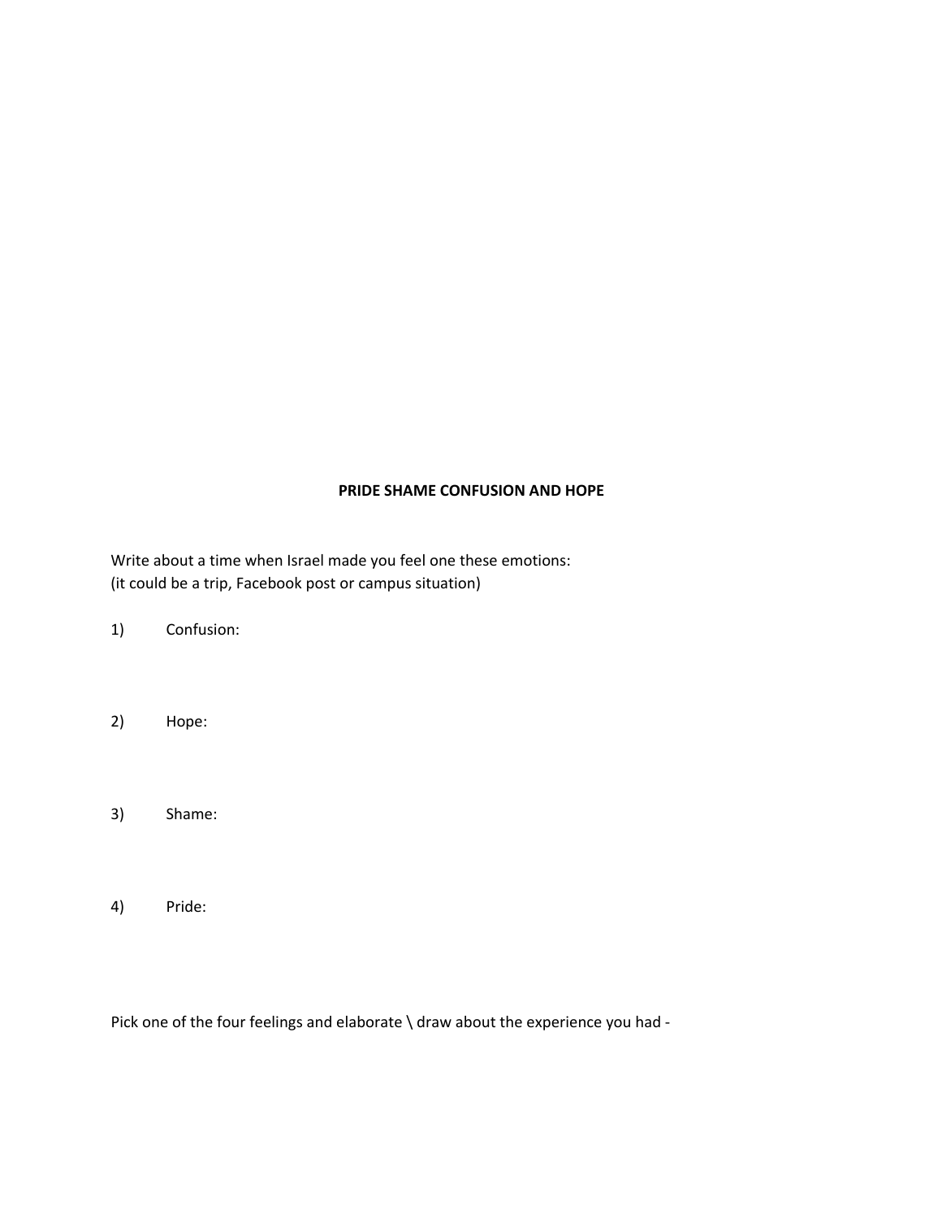**PRIDE SHAME CONFUSION AND HOPE**

Write about a time when Israel made you feel one these emotions:
(it could be a trip, Facebook post or campus situation)

1) Confusion:

2) Hope:

3) Shame:

4) Pride:

Pick one of the four feelings and elaborate \ draw about the experience you had -